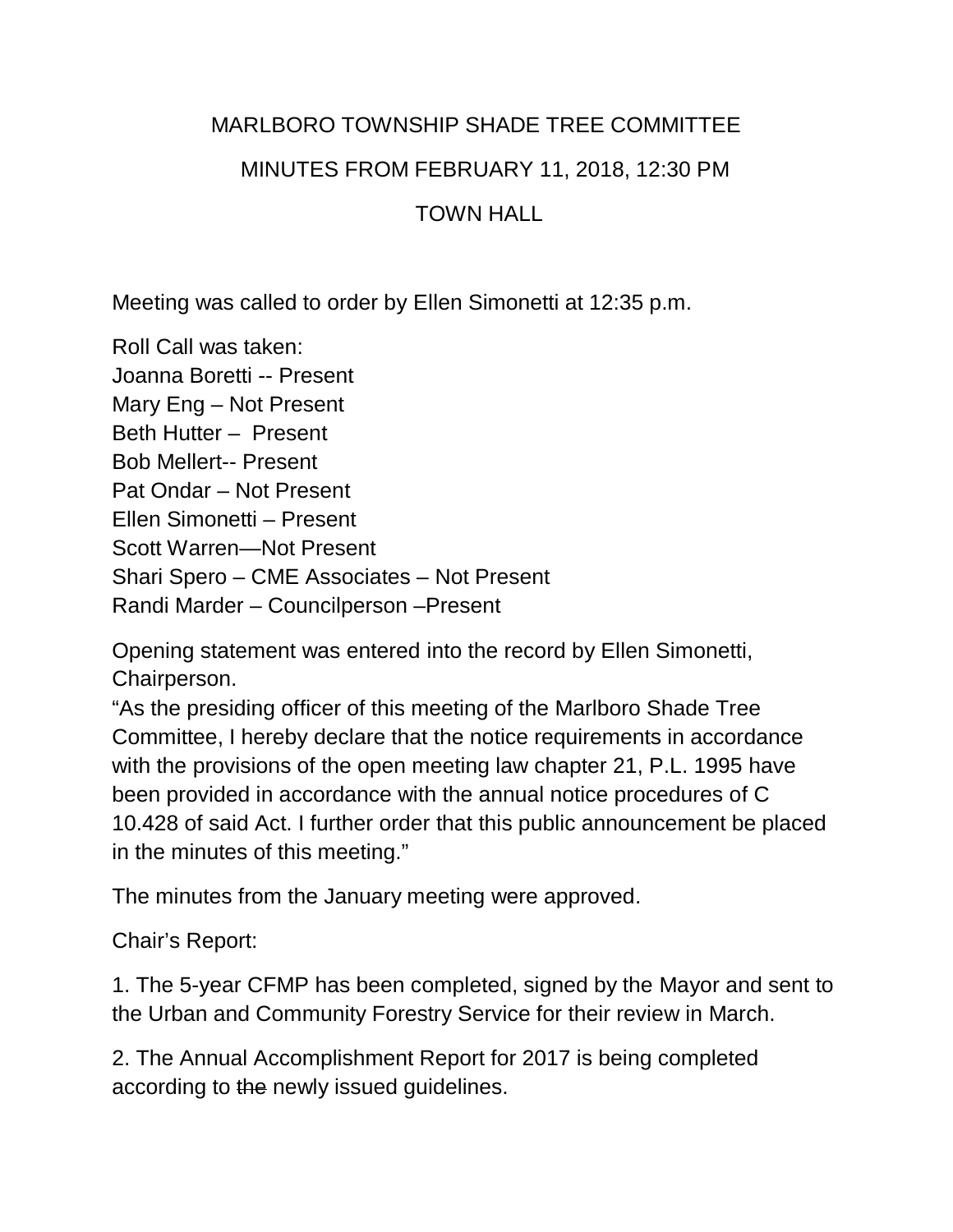# MARLBORO TOWNSHIP SHADE TREE COMMITTEE

## MINUTES FROM FEBRUARY 11, 2018, 12:30 PM

## TOWN HALL

Meeting was called to order by Ellen Simonetti at 12:35 p.m.

Roll Call was taken:
Joanna Boretti -- Present
Mary Eng – Not Present
Beth Hutter – Present
Bob Mellert-- Present
Pat Ondar – Not Present
Ellen Simonetti – Present
Scott Warren—Not Present
Shari Spero – CME Associates – Not Present
Randi Marder – Councilperson –Present

Opening statement was entered into the record by Ellen Simonetti, Chairperson.
"As the presiding officer of this meeting of the Marlboro Shade Tree Committee, I hereby declare that the notice requirements in accordance with the provisions of the open meeting law chapter 21, P.L. 1995 have been provided in accordance with the annual notice procedures of C 10.428 of said Act. I further order that this public announcement be placed in the minutes of this meeting."

The minutes from the January meeting were approved.

Chair's Report:

1. The 5-year CFMP has been completed, signed by the Mayor and sent to the Urban and Community Forestry Service for their review in March.

2. The Annual Accomplishment Report for 2017 is being completed according to ~~the~~ newly issued guidelines.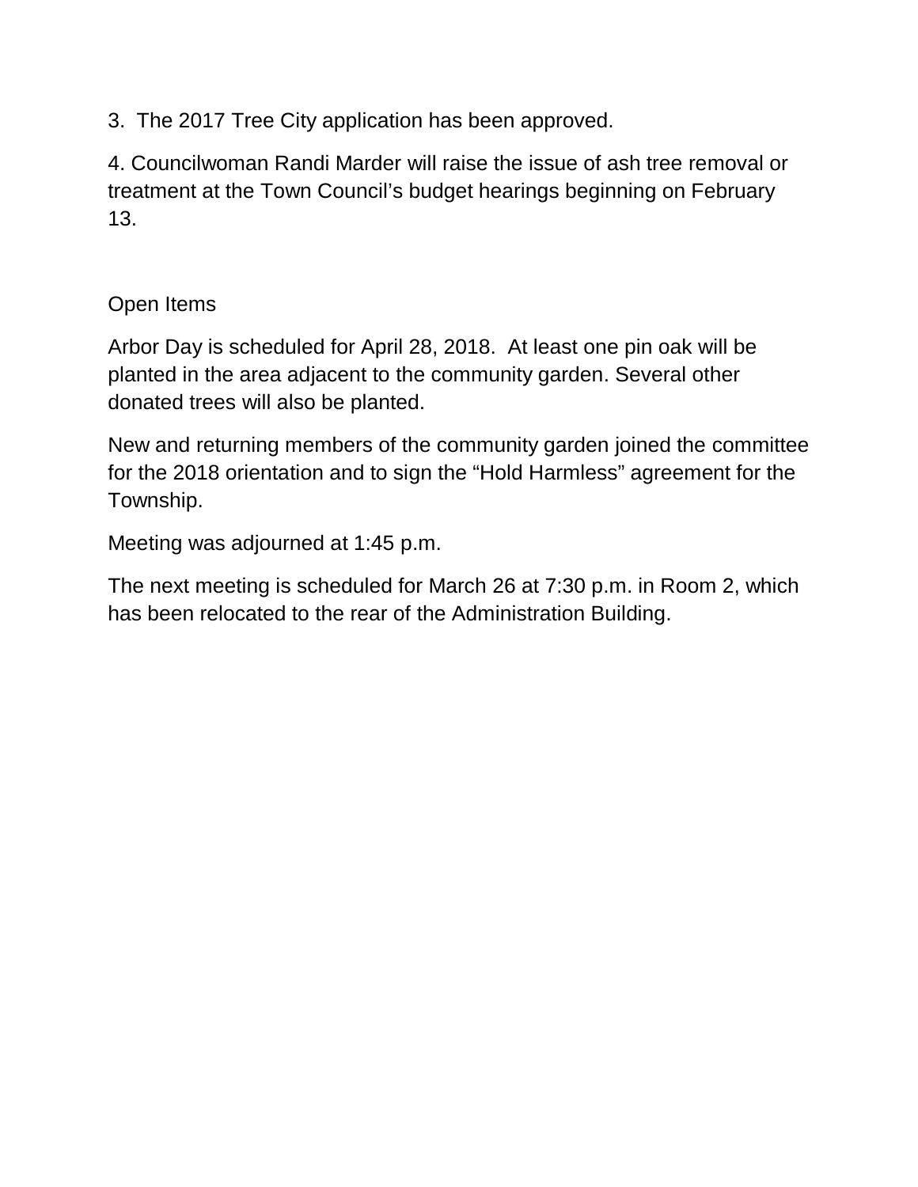3. The 2017 Tree City application has been approved.

4. Councilwoman Randi Marder will raise the issue of ash tree removal or treatment at the Town Council's budget hearings beginning on February 13.

Open Items

Arbor Day is scheduled for April 28, 2018. At least one pin oak will be planted in the area adjacent to the community garden. Several other donated trees will also be planted.

New and returning members of the community garden joined the committee for the 2018 orientation and to sign the "Hold Harmless" agreement for the Township.

Meeting was adjourned at 1:45 p.m.

The next meeting is scheduled for March 26 at 7:30 p.m. in Room 2, which has been relocated to the rear of the Administration Building.